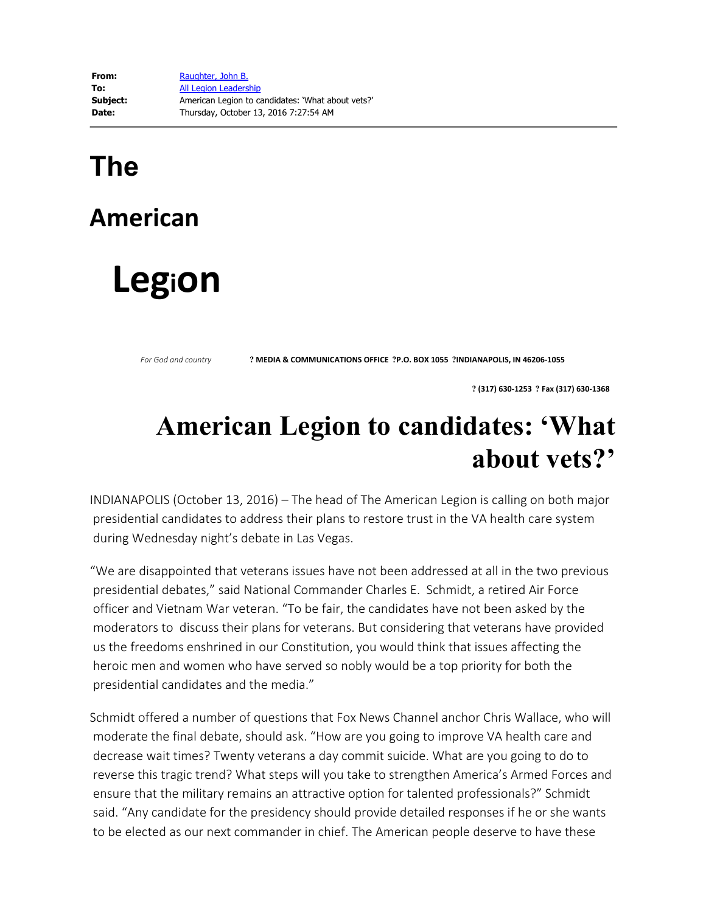**From:** Raughter, John B.
**To:** All Legion Leadership
**Subject:** American Legion to candidates: 'What about vets?'
**Date:** Thursday, October 13, 2016 7:27:54 AM

---

# The American Legion

*For God and country* ? **MEDIA & COMMUNICATIONS OFFICE ?P.O. BOX 1055 ?INDIANAPOLIS, IN 46206-1055**

**? (317) 630-1253 ? Fax (317) 630-1368**

# American Legion to candidates: 'What about vets?'

INDIANAPOLIS (October 13, 2016) – The head of The American Legion is calling on both major presidential candidates to address their plans to restore trust in the VA health care system during Wednesday night's debate in Las Vegas.

"We are disappointed that veterans issues have not been addressed at all in the two previous presidential debates," said National Commander Charles E. Schmidt, a retired Air Force officer and Vietnam War veteran. "To be fair, the candidates have not been asked by the moderators to discuss their plans for veterans. But considering that veterans have provided us the freedoms enshrined in our Constitution, you would think that issues affecting the heroic men and women who have served so nobly would be a top priority for both the presidential candidates and the media."

Schmidt offered a number of questions that Fox News Channel anchor Chris Wallace, who will moderate the final debate, should ask. "How are you going to improve VA health care and decrease wait times? Twenty veterans a day commit suicide. What are you going to do to reverse this tragic trend? What steps will you take to strengthen America's Armed Forces and ensure that the military remains an attractive option for talented professionals?" Schmidt said. "Any candidate for the presidency should provide detailed responses if he or she wants to be elected as our next commander in chief. The American people deserve to have these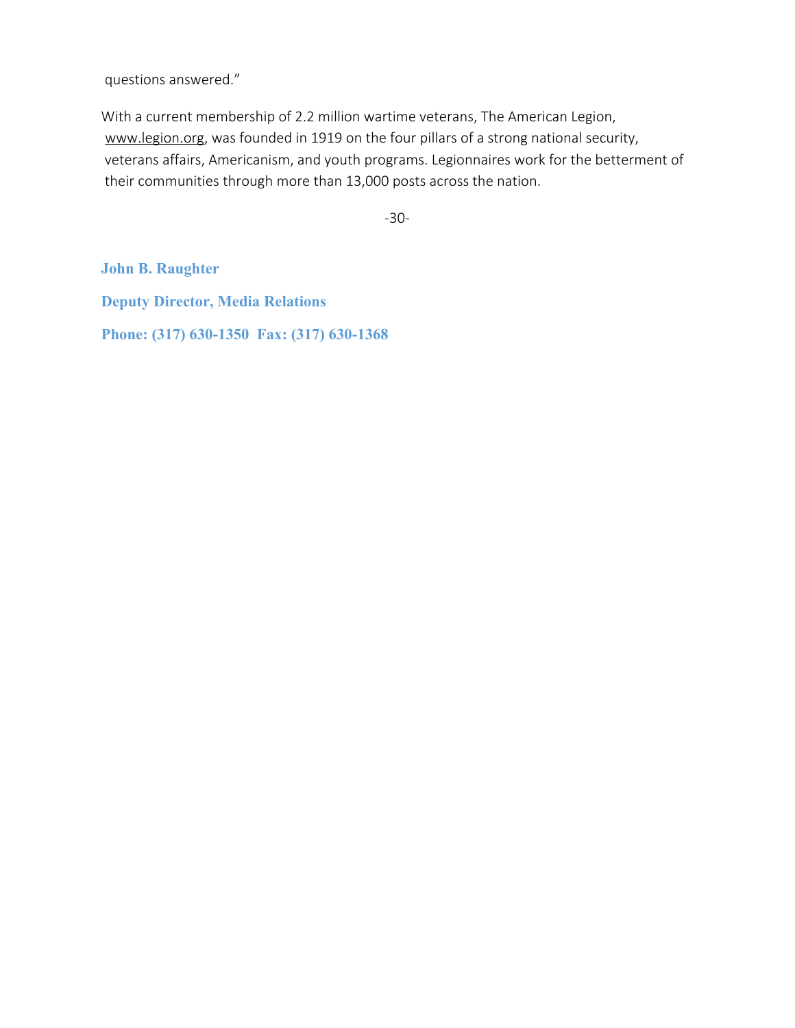questions answered."

With a current membership of 2.2 million wartime veterans, The American Legion, www.legion.org, was founded in 1919 on the four pillars of a strong national security, veterans affairs, Americanism, and youth programs. Legionnaires work for the betterment of their communities through more than 13,000 posts across the nation.

-30-

**John B. Raughter**

**Deputy Director, Media Relations**

**Phone: (317) 630-1350  Fax: (317) 630-1368**